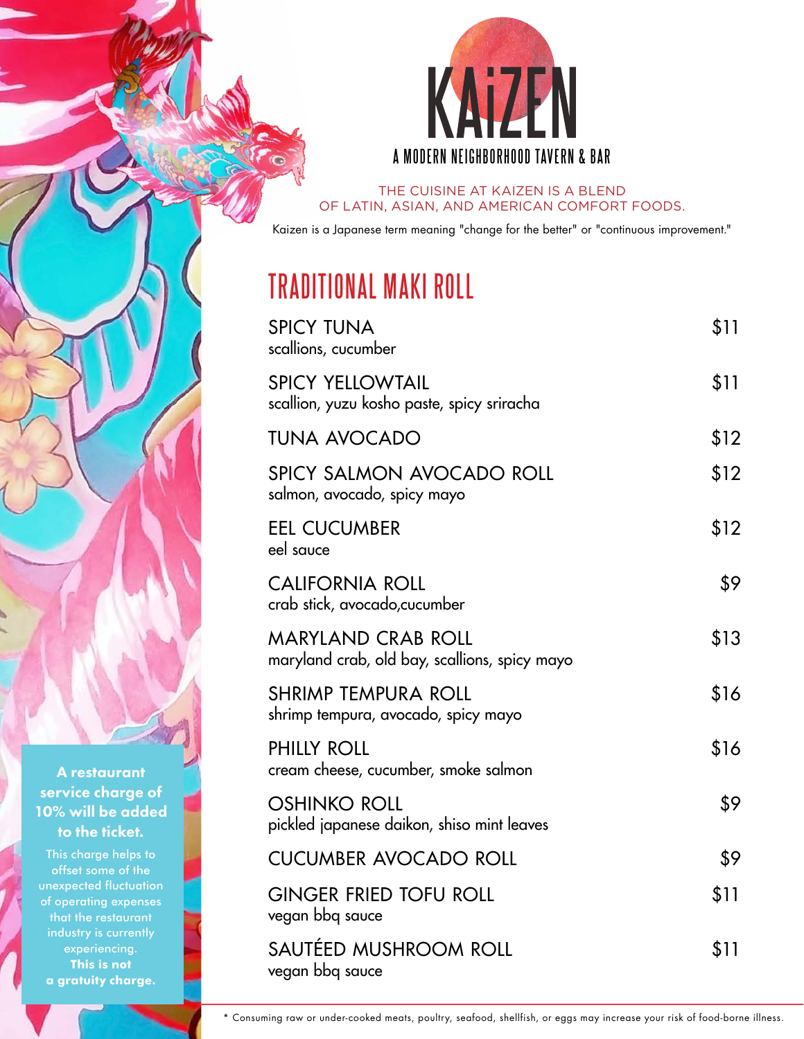# KAiZEN

A MODERN NEIGHBORHOOD TAVERN & BAR

THE CUISINE AT KAIZEN IS A BLEND OF LATIN, ASIAN, AND AMERICAN COMFORT FOODS.

Kaizen is a Japanese term meaning "change for the better" or "continuous improvement."

## TRADITIONAL MAKI ROLL

**SPICY TUNA** — $11
scallions, cucumber

**SPICY YELLOWTAIL** — $11
scallion, yuzu kosho paste, spicy sriracha

**TUNA AVOCADO** — $12

**SPICY SALMON AVOCADO ROLL** — $12
salmon, avocado, spicy mayo

**EEL CUCUMBER** — $12
eel sauce

**CALIFORNIA ROLL** — $9
crab stick, avocado,cucumber

**MARYLAND CRAB ROLL** — $13
maryland crab, old bay, scallions, spicy mayo

**SHRIMP TEMPURA ROLL** — $16
shrimp tempura, avocado, spicy mayo

**PHILLY ROLL** — $16
cream cheese, cucumber, smoke salmon

**OSHINKO ROLL** — $9
pickled japanese daikon, shiso mint leaves

**CUCUMBER AVOCADO ROLL** — $9

**GINGER FRIED TOFU ROLL** — $11
vegan bbq sauce

**SAUTÉED MUSHROOM ROLL** — $11
vegan bbq sauce

**A restaurant service charge of 10% will be added to the ticket.**

This charge helps to offset some of the unexpected fluctuation of operating expenses that the restaurant industry is currently experiencing. **This is not a gratuity charge.**

* Consuming raw or under-cooked meats, poultry, seafood, shellfish, or eggs may increase your risk of food-borne illness.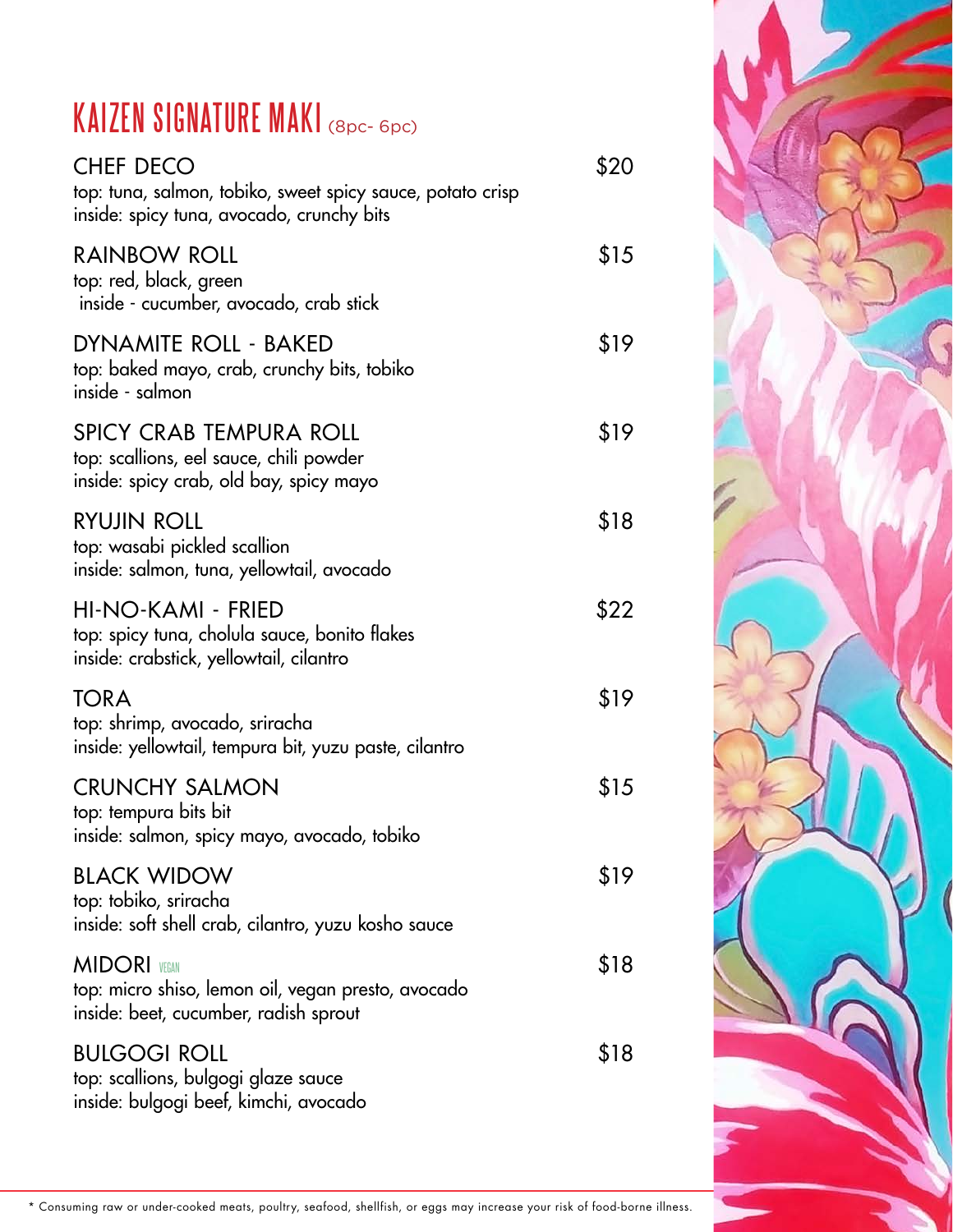# KAIZEN SIGNATURE MAKI (8pc- 6pc)

**CHEF DECO** — $20
top: tuna, salmon, tobiko, sweet spicy sauce, potato crisp
inside: spicy tuna, avocado, crunchy bits

**RAINBOW ROLL** — $15
top: red, black, green
inside - cucumber, avocado, crab stick

**DYNAMITE ROLL - BAKED** — $19
top: baked mayo, crab, crunchy bits, tobiko
inside - salmon

**SPICY CRAB TEMPURA ROLL** — $19
top: scallions, eel sauce, chili powder
inside: spicy crab, old bay, spicy mayo

**RYUJIN ROLL** — $18
top: wasabi pickled scallion
inside: salmon, tuna, yellowtail, avocado

**HI-NO-KAMI - FRIED** — $22
top: spicy tuna, cholula sauce, bonito flakes
inside: crabstick, yellowtail, cilantro

**TORA** — $19
top: shrimp, avocado, sriracha
inside: yellowtail, tempura bit, yuzu paste, cilantro

**CRUNCHY SALMON** — $15
top: tempura bits bit
inside: salmon, spicy mayo, avocado, tobiko

**BLACK WIDOW** — $19
top: tobiko, sriracha
inside: soft shell crab, cilantro, yuzu kosho sauce

**MIDORI** VEGAN — $18
top: micro shiso, lemon oil, vegan presto, avocado
inside: beet, cucumber, radish sprout

**BULGOGI ROLL** — $18
top: scallions, bulgogi glaze sauce
inside: bulgogi beef, kimchi, avocado

* Consuming raw or under-cooked meats, poultry, seafood, shellfish, or eggs may increase your risk of food-borne illness.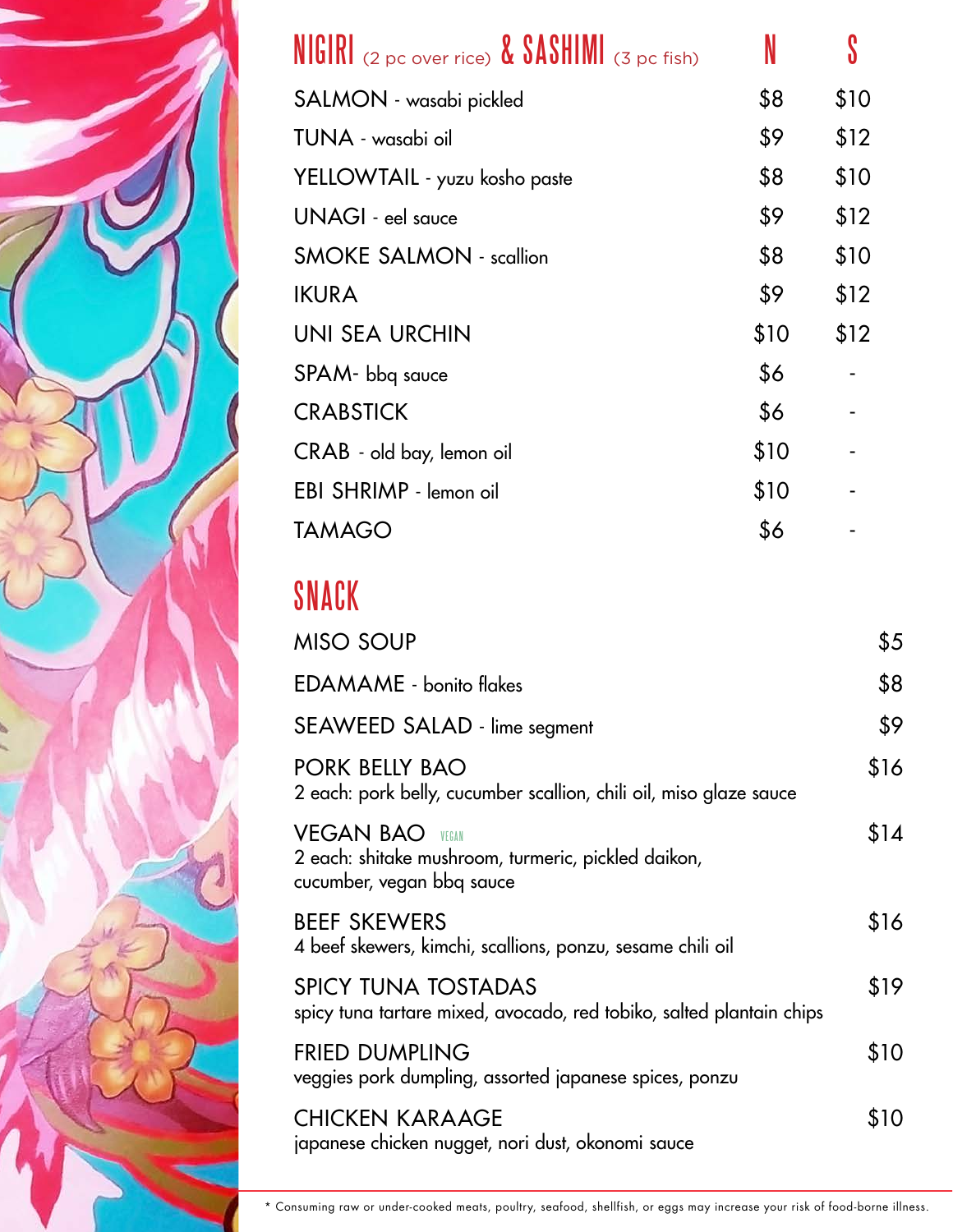## NIGIRI (2 pc over rice) & SASHIMI (3 pc fish)

| | N | S |
|---|---|---|
| SALMON - wasabi pickled | $8 | $10 |
| TUNA - wasabi oil | $9 | $12 |
| YELLOWTAIL - yuzu kosho paste | $8 | $10 |
| UNAGI - eel sauce | $9 | $12 |
| SMOKE SALMON - scallion | $8 | $10 |
| IKURA | $9 | $12 |
| UNI SEA URCHIN | $10 | $12 |
| SPAM- bbq sauce | $6 | - |
| CRABSTICK | $6 | - |
| CRAB - old bay, lemon oil | $10 | - |
| EBI SHRIMP - lemon oil | $10 | - |
| TAMAGO | $6 | - |

## SNACK

MISO SOUP $5

EDAMAME - bonito flakes $8

SEAWEED SALAD - lime segment $9

PORK BELLY BAO $16
2 each: pork belly, cucumber scallion, chili oil, miso glaze sauce

VEGAN BAO VEGAN $14
2 each: shitake mushroom, turmeric, pickled daikon, cucumber, vegan bbq sauce

BEEF SKEWERS $16
4 beef skewers, kimchi, scallions, ponzu, sesame chili oil

SPICY TUNA TOSTADAS $19
spicy tuna tartare mixed, avocado, red tobiko, salted plantain chips

FRIED DUMPLING $10
veggies pork dumpling, assorted japanese spices, ponzu

CHICKEN KARAAGE $10
japanese chicken nugget, nori dust, okonomi sauce

* Consuming raw or under-cooked meats, poultry, seafood, shellfish, or eggs may increase your risk of food-borne illness.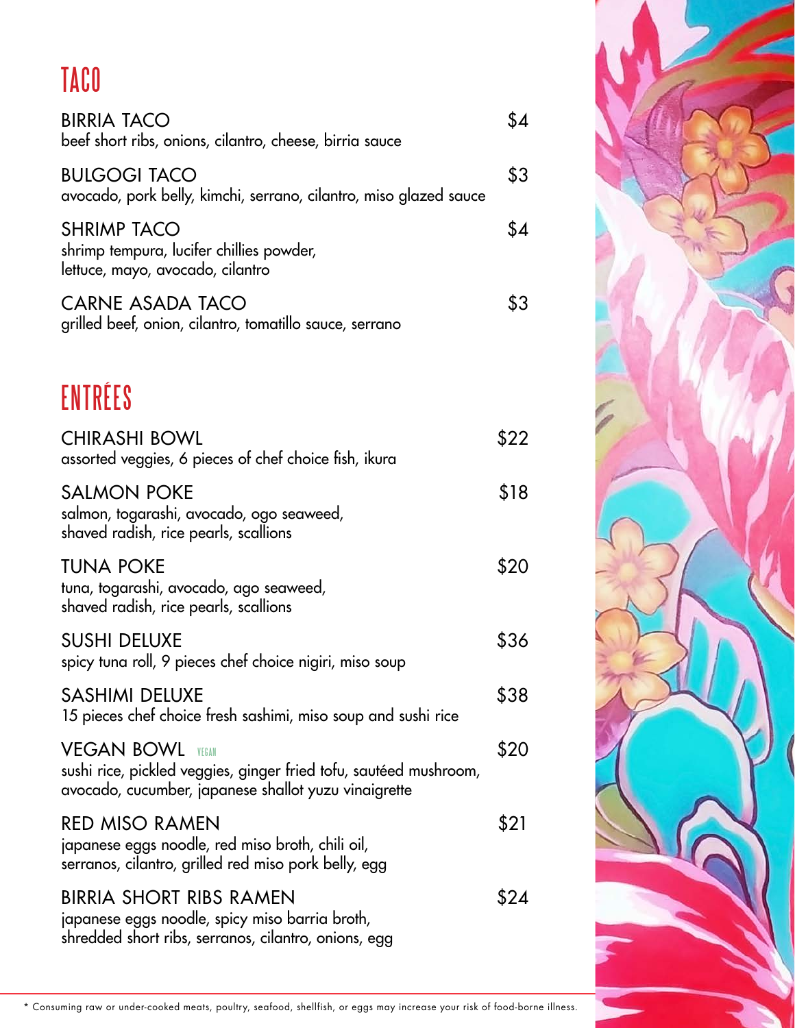# TACO

**BIRRIA TACO** $4
beef short ribs, onions, cilantro, cheese, birria sauce

**BULGOGI TACO** $3
avocado, pork belly, kimchi, serrano, cilantro, miso glazed sauce

**SHRIMP TACO** $4
shrimp tempura, lucifer chillies powder,
lettuce, mayo, avocado, cilantro

**CARNE ASADA TACO** $3
grilled beef, onion, cilantro, tomatillo sauce, serrano

# ENTRÉES

**CHIRASHI BOWL** $22
assorted veggies, 6 pieces of chef choice fish, ikura

**SALMON POKE** $18
salmon, togarashi, avocado, ogo seaweed,
shaved radish, rice pearls, scallions

**TUNA POKE** $20
tuna, togarashi, avocado, ago seaweed,
shaved radish, rice pearls, scallions

**SUSHI DELUXE** $36
spicy tuna roll, 9 pieces chef choice nigiri, miso soup

**SASHIMI DELUXE** $38
15 pieces chef choice fresh sashimi, miso soup and sushi rice

**VEGAN BOWL** VEGAN $20
sushi rice, pickled veggies, ginger fried tofu, sautéed mushroom,
avocado, cucumber, japanese shallot yuzu vinaigrette

**RED MISO RAMEN** $21
japanese eggs noodle, red miso broth, chili oil,
serranos, cilantro, grilled red miso pork belly, egg

**BIRRIA SHORT RIBS RAMEN** $24
japanese eggs noodle, spicy miso barria broth,
shredded short ribs, serranos, cilantro, onions, egg

* Consuming raw or under-cooked meats, poultry, seafood, shellfish, or eggs may increase your risk of food-borne illness.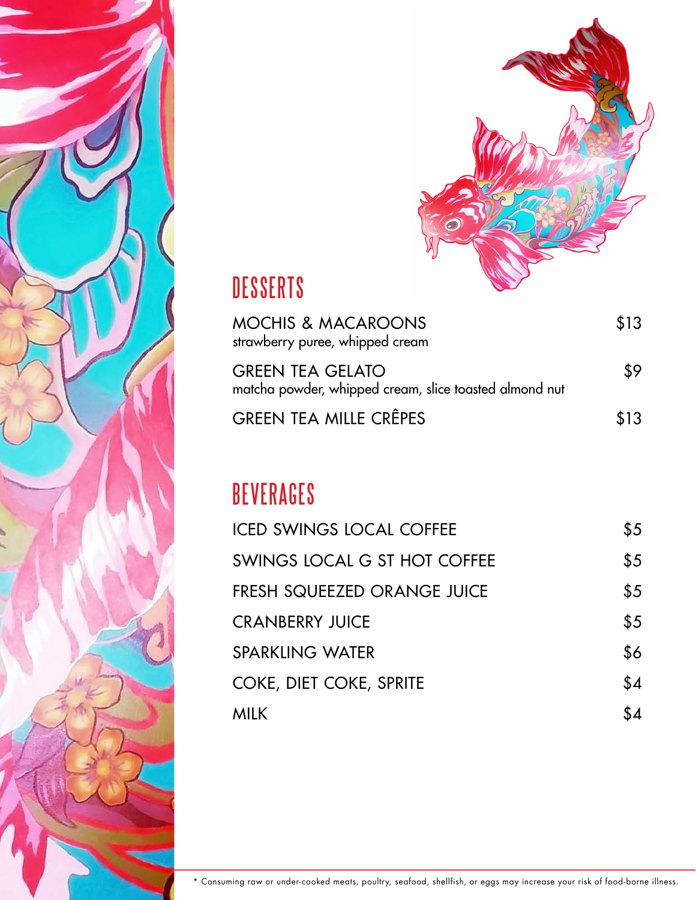## DESSERTS

MOCHIS & MACAROONS $13
strawberry puree, whipped cream

GREEN TEA GELATO $9
matcha powder, whipped cream, slice toasted almond nut

GREEN TEA MILLE CRÊPES $13

## BEVERAGES

ICED SWINGS LOCAL COFFEE $5

SWINGS LOCAL G ST HOT COFFEE $5

FRESH SQUEEZED ORANGE JUICE $5

CRANBERRY JUICE $5

SPARKLING WATER $6

COKE, DIET COKE, SPRITE $4

MILK $4

* Consuming raw or under-cooked meats, poultry, seafood, shellfish, or eggs may increase your risk of food-borne illness.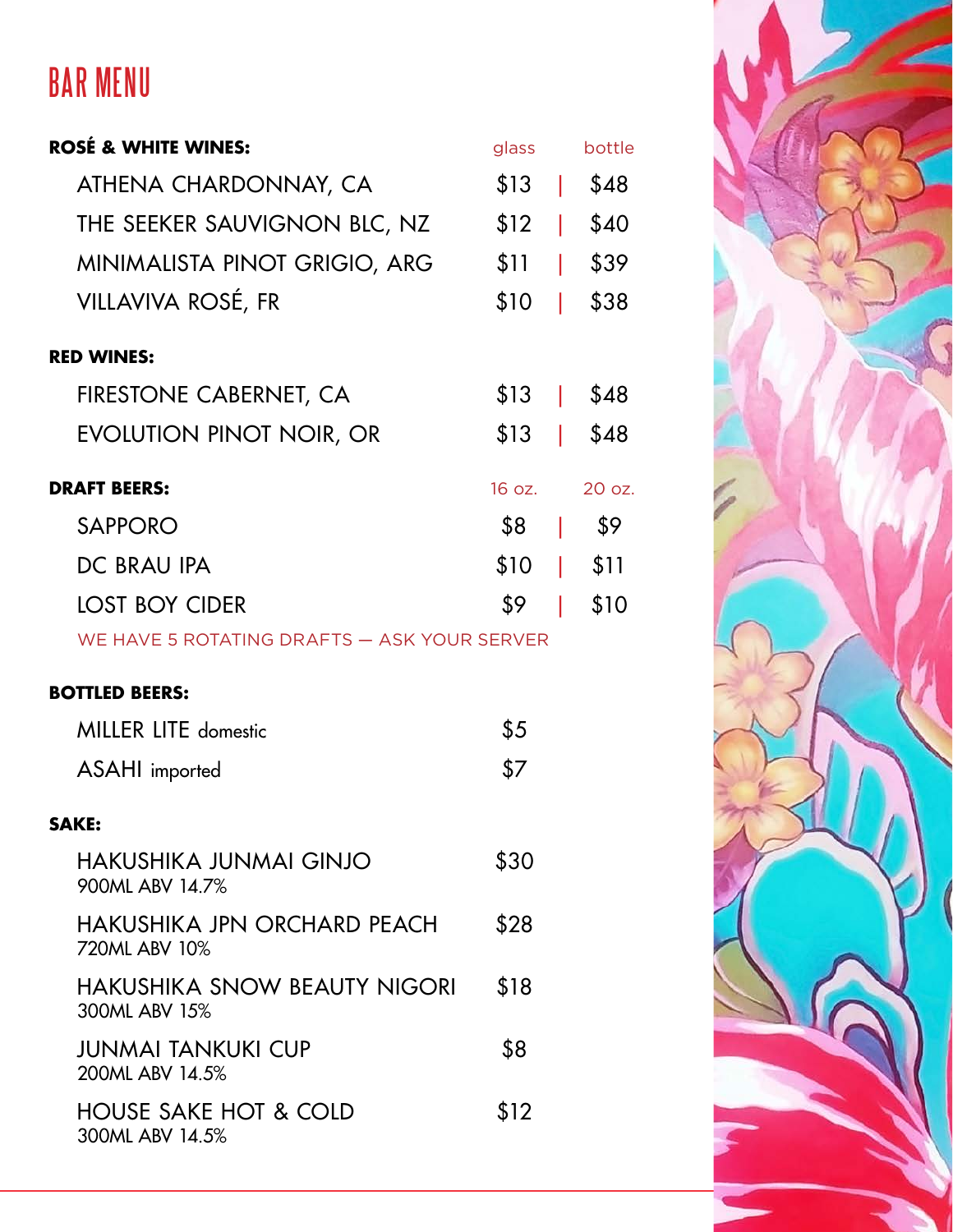# BAR MENU

| ROSÉ & WHITE WINES: | glass | bottle |
|---|---|---|
| ATHENA CHARDONNAY, CA | $13 | $48 |
| THE SEEKER SAUVIGNON BLC, NZ | $12 | $40 |
| MINIMALISTA PINOT GRIGIO, ARG | $11 | $39 |
| VILLAVIVA ROSÉ, FR | $10 | $38 |

| RED WINES: | | |
|---|---|---|
| FIRESTONE CABERNET, CA | $13 | $48 |
| EVOLUTION PINOT NOIR, OR | $13 | $48 |

| DRAFT BEERS: | 16 oz. | 20 oz. |
|---|---|---|
| SAPPORO | $8 | $9 |
| DC BRAU IPA | $10 | $11 |
| LOST BOY CIDER | $9 | $10 |

WE HAVE 5 ROTATING DRAFTS — ASK YOUR SERVER

| BOTTLED BEERS: | |
|---|---|
| MILLER LITE domestic | $5 |
| ASAHI imported | $7 |

| SAKE: | |
|---|---|
| HAKUSHIKA JUNMAI GINJO<br>900ML ABV 14.7% | $30 |
| HAKUSHIKA JPN ORCHARD PEACH<br>720ML ABV 10% | $28 |
| HAKUSHIKA SNOW BEAUTY NIGORI<br>300ML ABV 15% | $18 |
| JUNMAI TANKUKI CUP<br>200ML ABV 14.5% | $8 |
| HOUSE SAKE HOT & COLD<br>300ML ABV 14.5% | $12 |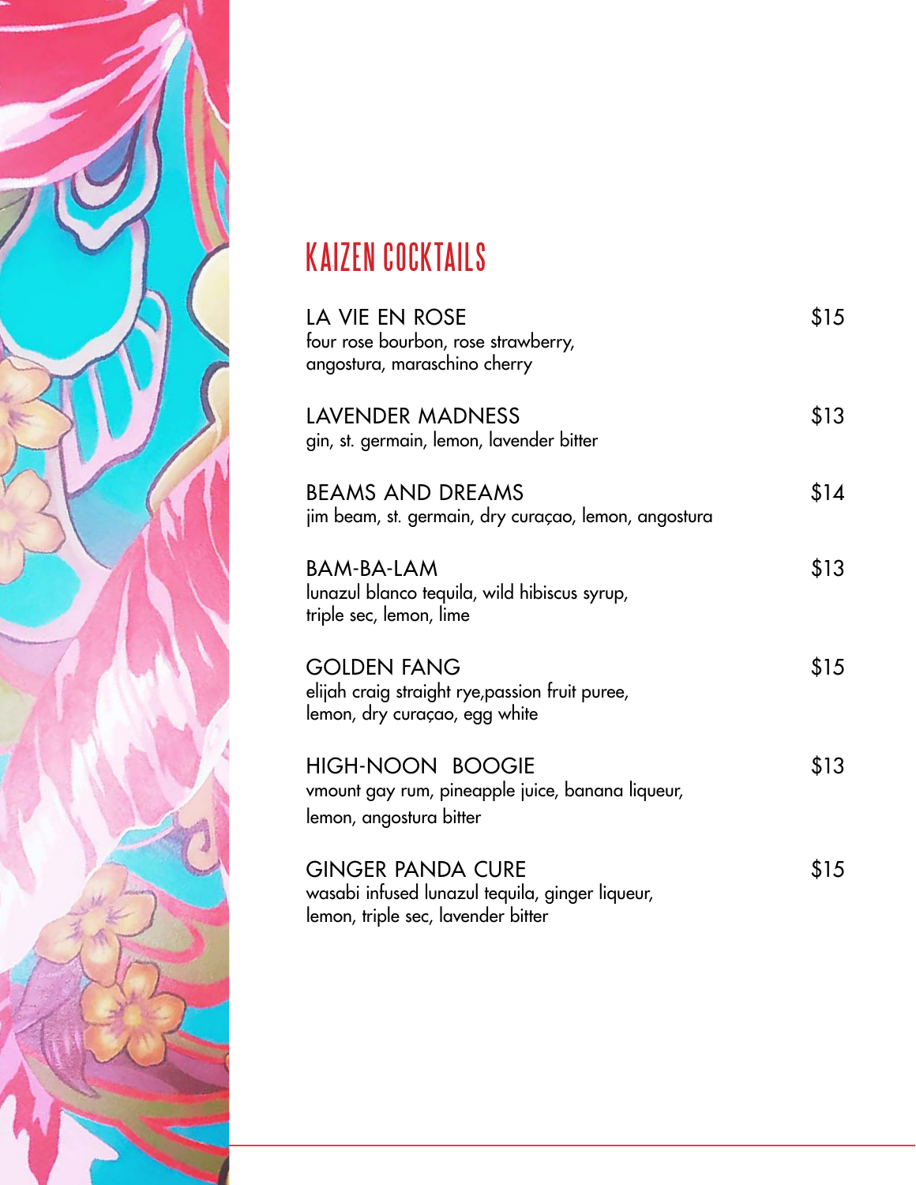# KAIZEN COCKTAILS

**LA VIE EN ROSE** $15
four rose bourbon, rose strawberry,
angostura, maraschino cherry

**LAVENDER MADNESS** $13
gin, st. germain, lemon, lavender bitter

**BEAMS AND DREAMS** $14
jim beam, st. germain, dry curaçao, lemon, angostura

**BAM-BA-LAM** $13
lunazul blanco tequila, wild hibiscus syrup,
triple sec, lemon, lime

**GOLDEN FANG** $15
elijah craig straight rye,passion fruit puree,
lemon, dry curaçao, egg white

**HIGH-NOON BOOGIE** $13
vmount gay rum, pineapple juice, banana liqueur,
lemon, angostura bitter

**GINGER PANDA CURE** $15
wasabi infused lunazul tequila, ginger liqueur,
lemon, triple sec, lavender bitter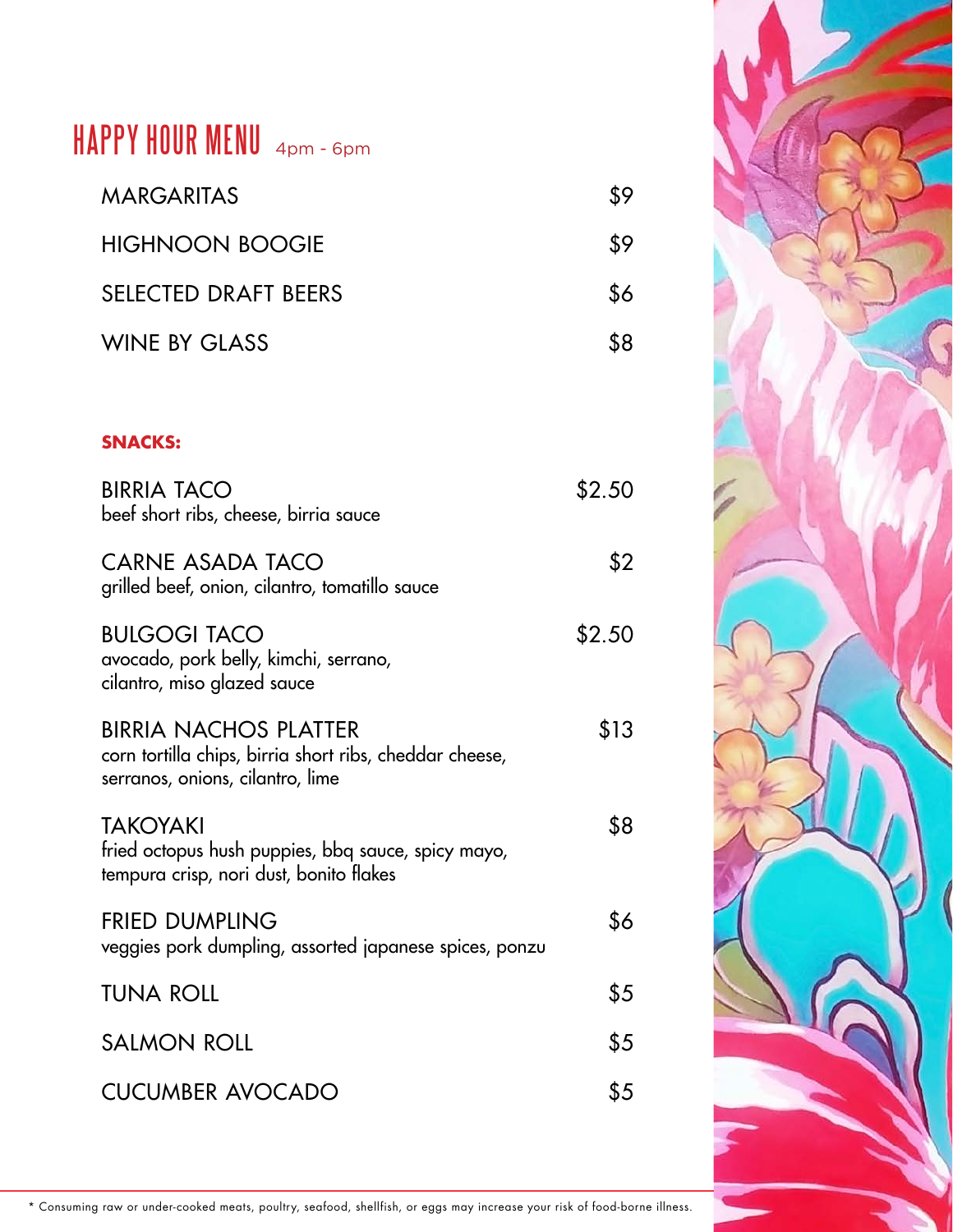# HAPPY HOUR MENU 4pm - 6pm

| | |
|---|---|
| MARGARITAS | $9 |
| HIGHNOON BOOGIE | $9 |
| SELECTED DRAFT BEERS | $6 |
| WINE BY GLASS | $8 |

**SNACKS:**

| | |
|---|---|
| BIRRIA TACO<br>beef short ribs, cheese, birria sauce | $2.50 |
| CARNE ASADA TACO<br>grilled beef, onion, cilantro, tomatillo sauce | $2 |
| BULGOGI TACO<br>avocado, pork belly, kimchi, serrano, cilantro, miso glazed sauce | $2.50 |
| BIRRIA NACHOS PLATTER<br>corn tortilla chips, birria short ribs, cheddar cheese, serranos, onions, cilantro, lime | $13 |
| TAKOYAKI<br>fried octopus hush puppies, bbq sauce, spicy mayo, tempura crisp, nori dust, bonito flakes | $8 |
| FRIED DUMPLING<br>veggies pork dumpling, assorted japanese spices, ponzu | $6 |
| TUNA ROLL | $5 |
| SALMON ROLL | $5 |
| CUCUMBER AVOCADO | $5 |

* Consuming raw or under-cooked meats, poultry, seafood, shellfish, or eggs may increase your risk of food-borne illness.